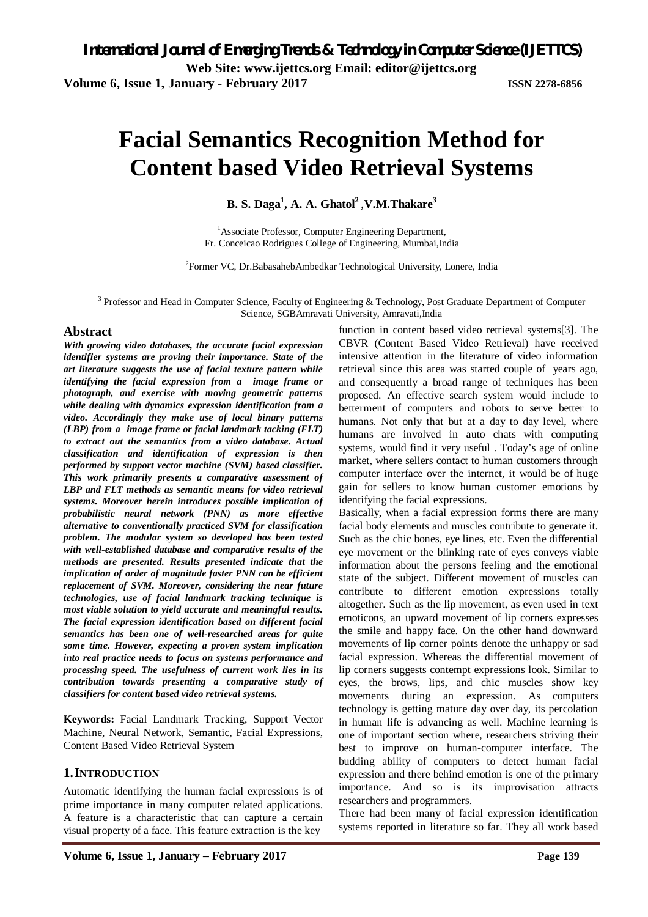# Facial Semantics Recognition Method for Content based Video Retrieval Systems

**B. S. Daga[1], A. A. Ghatol[2], V.M.Thakare[3]**

[1]Associate Professor, Computer Engineering Department, Fr. Conceicao Rodrigues College of Engineering, Mumbai,India

[2]Former VC, Dr.BabasahebAmbedkar Technological University, Lonere, India

[3] Professor and Head in Computer Science, Faculty of Engineering & Technology, Post Graduate Department of Computer Science, SGBAmravati University, Amravati,India

## Abstract

***With growing video databases, the accurate facial expression identifier systems are proving their importance. State of the art literature suggests the use of facial texture pattern while identifying the facial expression from a image frame or photograph, and exercise with moving geometric patterns while dealing with dynamics expression identification from a video. Accordingly they make use of local binary patterns (LBP) from a image frame or facial landmark tacking (FLT) to extract out the semantics from a video database. Actual classification and identification of expression is then performed by support vector machine (SVM) based classifier. This work primarily presents a comparative assessment of LBP and FLT methods as semantic means for video retrieval systems. Moreover herein introduces possible implication of probabilistic neural network (PNN) as more effective alternative to conventionally practiced SVM for classification problem. The modular system so developed has been tested with well-established database and comparative results of the methods are presented. Results presented indicate that the implication of order of magnitude faster PNN can be efficient replacement of SVM. Moreover, considering the near future technologies, use of facial landmark tracking technique is most viable solution to yield accurate and meaningful results. The facial expression identification based on different facial semantics has been one of well-researched areas for quite some time. However, expecting a proven system implication into real practice needs to focus on systems performance and processing speed. The usefulness of current work lies in its contribution towards presenting a comparative study of classifiers for content based video retrieval systems.***

**Keywords:** Facial Landmark Tracking, Support Vector Machine, Neural Network, Semantic, Facial Expressions, Content Based Video Retrieval System

## 1. INTRODUCTION

Automatic identifying the human facial expressions is of prime importance in many computer related applications. A feature is a characteristic that can capture a certain visual property of a face. This feature extraction is the key function in content based video retrieval systems[3]. The CBVR (Content Based Video Retrieval) have received intensive attention in the literature of video information retrieval since this area was started couple of years ago, and consequently a broad range of techniques has been proposed. An effective search system would include to betterment of computers and robots to serve better to humans. Not only that but at a day to day level, where humans are involved in auto chats with computing systems, would find it very useful . Today's age of online market, where sellers contact to human customers through computer interface over the internet, it would be of huge gain for sellers to know human customer emotions by identifying the facial expressions.

Basically, when a facial expression forms there are many facial body elements and muscles contribute to generate it. Such as the chic bones, eye lines, etc. Even the differential eye movement or the blinking rate of eyes conveys viable information about the persons feeling and the emotional state of the subject. Different movement of muscles can contribute to different emotion expressions totally altogether. Such as the lip movement, as even used in text emoticons, an upward movement of lip corners expresses the smile and happy face. On the other hand downward movements of lip corner points denote the unhappy or sad facial expression. Whereas the differential movement of lip corners suggests contempt expressions look. Similar to eyes, the brows, lips, and chic muscles show key movements during an expression. As computers technology is getting mature day over day, its percolation in human life is advancing as well. Machine learning is one of important section where, researchers striving their best to improve on human-computer interface. The budding ability of computers to detect human facial expression and there behind emotion is one of the primary importance. And so is its improvisation attracts researchers and programmers.

There had been many of facial expression identification systems reported in literature so far. They all work based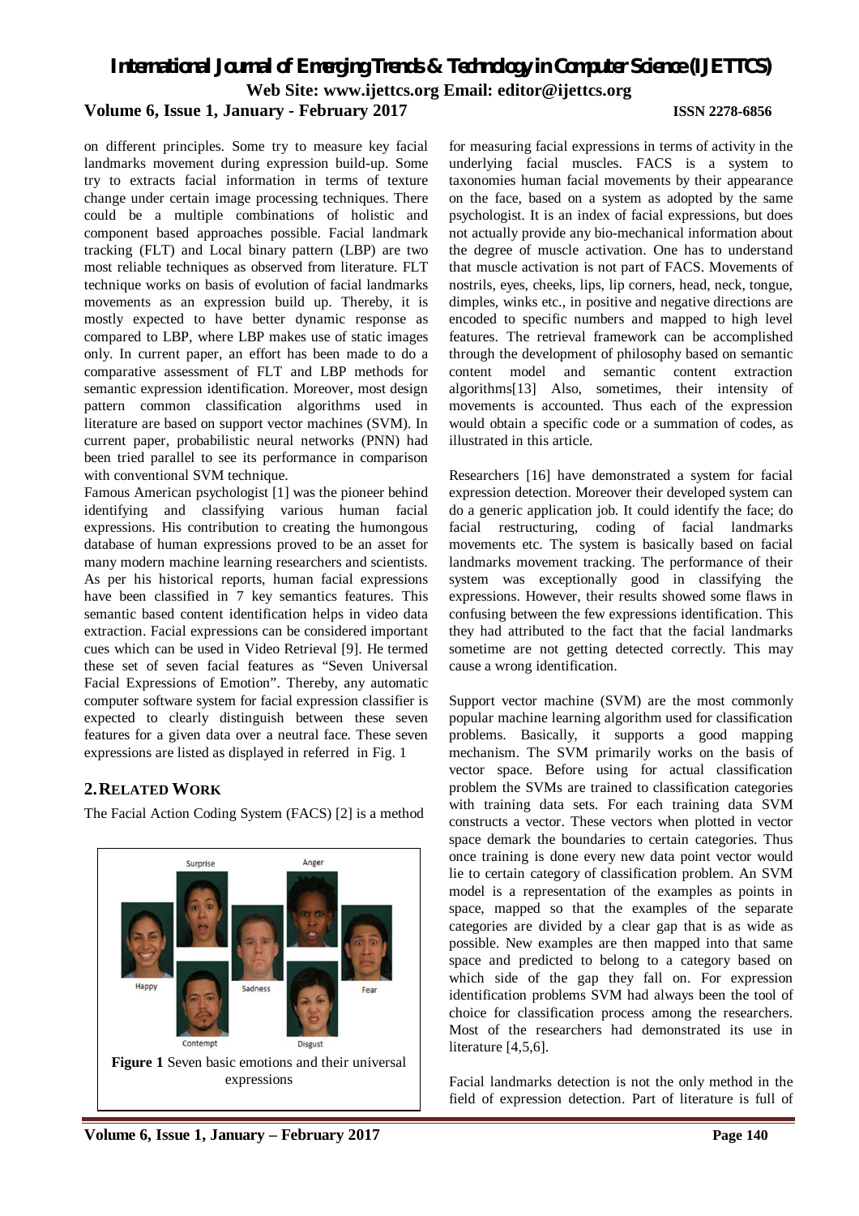on different principles. Some try to measure key facial landmarks movement during expression build-up. Some try to extracts facial information in terms of texture change under certain image processing techniques. There could be a multiple combinations of holistic and component based approaches possible. Facial landmark tracking (FLT) and Local binary pattern (LBP) are two most reliable techniques as observed from literature. FLT technique works on basis of evolution of facial landmarks movements as an expression build up. Thereby, it is mostly expected to have better dynamic response as compared to LBP, where LBP makes use of static images only. In current paper, an effort has been made to do a comparative assessment of FLT and LBP methods for semantic expression identification. Moreover, most design pattern common classification algorithms used in literature are based on support vector machines (SVM). In current paper, probabilistic neural networks (PNN) had been tried parallel to see its performance in comparison with conventional SVM technique.

Famous American psychologist [1] was the pioneer behind identifying and classifying various human facial expressions. His contribution to creating the humongous database of human expressions proved to be an asset for many modern machine learning researchers and scientists. As per his historical reports, human facial expressions have been classified in 7 key semantics features. This semantic based content identification helps in video data extraction. Facial expressions can be considered important cues which can be used in Video Retrieval [9]. He termed these set of seven facial features as "Seven Universal Facial Expressions of Emotion". Thereby, any automatic computer software system for facial expression classifier is expected to clearly distinguish between these seven features for a given data over a neutral face. These seven expressions are listed as displayed in referred in Fig. 1

## 2. RELATED WORK

The Facial Action Coding System (FACS) [2] is a method for measuring facial expressions in terms of activity in the underlying facial muscles. FACS is a system to taxonomies human facial movements by their appearance on the face, based on a system as adopted by the same psychologist. It is an index of facial expressions, but does not actually provide any bio-mechanical information about the degree of muscle activation. One has to understand that muscle activation is not part of FACS. Movements of nostrils, eyes, cheeks, lips, lip corners, head, neck, tongue, dimples, winks etc., in positive and negative directions are encoded to specific numbers and mapped to high level features. The retrieval framework can be accomplished through the development of philosophy based on semantic content model and semantic content extraction algorithms[13] Also, sometimes, their intensity of movements is accounted. Thus each of the expression would obtain a specific code or a summation of codes, as illustrated in this article.

Surprise, Anger, Happy, Sadness, Fear, Contempt, Disgust

**Figure 1** Seven basic emotions and their universal expressions

Researchers [16] have demonstrated a system for facial expression detection. Moreover their developed system can do a generic application job. It could identify the face; do facial restructuring, coding of facial landmarks movements etc. The system is basically based on facial landmarks movement tracking. The performance of their system was exceptionally good in classifying the expressions. However, their results showed some flaws in confusing between the few expressions identification. This they had attributed to the fact that the facial landmarks sometime are not getting detected correctly. This may cause a wrong identification.

Support vector machine (SVM) are the most commonly popular machine learning algorithm used for classification problems. Basically, it supports a good mapping mechanism. The SVM primarily works on the basis of vector space. Before using for actual classification problem the SVMs are trained to classification categories with training data sets. For each training data SVM constructs a vector. These vectors when plotted in vector space demark the boundaries to certain categories. Thus once training is done every new data point vector would lie to certain category of classification problem. An SVM model is a representation of the examples as points in space, mapped so that the examples of the separate categories are divided by a clear gap that is as wide as possible. New examples are then mapped into that same space and predicted to belong to a category based on which side of the gap they fall on. For expression identification problems SVM had always been the tool of choice for classification process among the researchers. Most of the researchers had demonstrated its use in literature [4,5,6].

Facial landmarks detection is not the only method in the field of expression detection. Part of literature is full of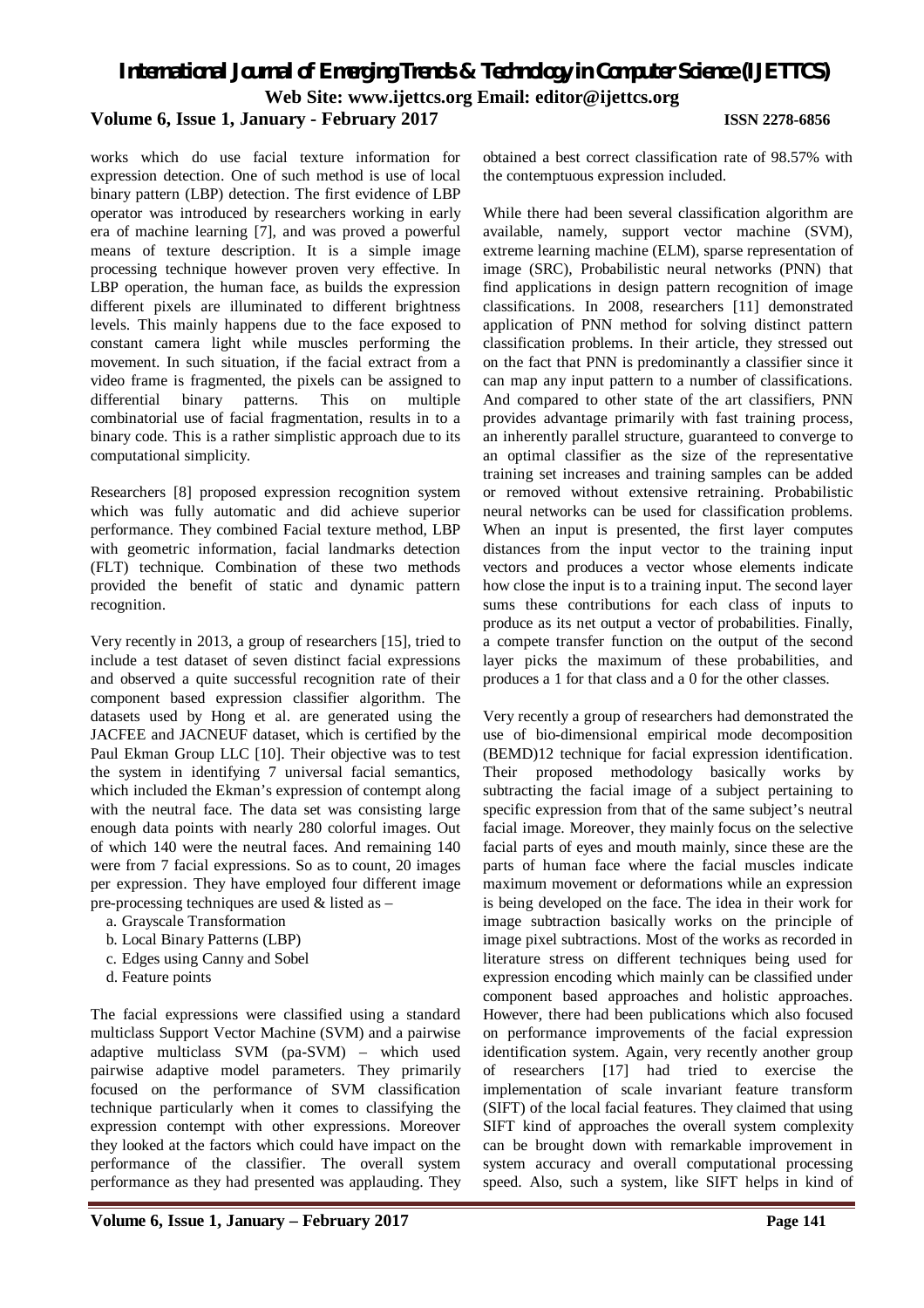works which do use facial texture information for expression detection. One of such method is use of local binary pattern (LBP) detection. The first evidence of LBP operator was introduced by researchers working in early era of machine learning [7], and was proved a powerful means of texture description. It is a simple image processing technique however proven very effective. In LBP operation, the human face, as builds the expression different pixels are illuminated to different brightness levels. This mainly happens due to the face exposed to constant camera light while muscles performing the movement. In such situation, if the facial extract from a video frame is fragmented, the pixels can be assigned to differential binary patterns. This on multiple combinatorial use of facial fragmentation, results in to a binary code. This is a rather simplistic approach due to its computational simplicity.

Researchers [8] proposed expression recognition system which was fully automatic and did achieve superior performance. They combined Facial texture method, LBP with geometric information, facial landmarks detection (FLT) technique. Combination of these two methods provided the benefit of static and dynamic pattern recognition.

Very recently in 2013, a group of researchers [15], tried to include a test dataset of seven distinct facial expressions and observed a quite successful recognition rate of their component based expression classifier algorithm. The datasets used by Hong et al. are generated using the JACFEE and JACNEUF dataset, which is certified by the Paul Ekman Group LLC [10]. Their objective was to test the system in identifying 7 universal facial semantics, which included the Ekman's expression of contempt along with the neutral face. The data set was consisting large enough data points with nearly 280 colorful images. Out of which 140 were the neutral faces. And remaining 140 were from 7 facial expressions. So as to count, 20 images per expression. They have employed four different image pre-processing techniques are used & listed as –

a. Grayscale Transformation
b. Local Binary Patterns (LBP)
c. Edges using Canny and Sobel
d. Feature points

The facial expressions were classified using a standard multiclass Support Vector Machine (SVM) and a pairwise adaptive multiclass SVM (pa-SVM) – which used pairwise adaptive model parameters. They primarily focused on the performance of SVM classification technique particularly when it comes to classifying the expression contempt with other expressions. Moreover they looked at the factors which could have impact on the performance of the classifier. The overall system performance as they had presented was applauding. They obtained a best correct classification rate of 98.57% with the contemptuous expression included.

While there had been several classification algorithm are available, namely, support vector machine (SVM), extreme learning machine (ELM), sparse representation of image (SRC), Probabilistic neural networks (PNN) that find applications in design pattern recognition of image classifications. In 2008, researchers [11] demonstrated application of PNN method for solving distinct pattern classification problems. In their article, they stressed out on the fact that PNN is predominantly a classifier since it can map any input pattern to a number of classifications. And compared to other state of the art classifiers, PNN provides advantage primarily with fast training process, an inherently parallel structure, guaranteed to converge to an optimal classifier as the size of the representative training set increases and training samples can be added or removed without extensive retraining. Probabilistic neural networks can be used for classification problems. When an input is presented, the first layer computes distances from the input vector to the training input vectors and produces a vector whose elements indicate how close the input is to a training input. The second layer sums these contributions for each class of inputs to produce as its net output a vector of probabilities. Finally, a compete transfer function on the output of the second layer picks the maximum of these probabilities, and produces a 1 for that class and a 0 for the other classes.

Very recently a group of researchers had demonstrated the use of bio-dimensional empirical mode decomposition (BEMD)12 technique for facial expression identification. Their proposed methodology basically works by subtracting the facial image of a subject pertaining to specific expression from that of the same subject's neutral facial image. Moreover, they mainly focus on the selective facial parts of eyes and mouth mainly, since these are the parts of human face where the facial muscles indicate maximum movement or deformations while an expression is being developed on the face. The idea in their work for image subtraction basically works on the principle of image pixel subtractions. Most of the works as recorded in literature stress on different techniques being used for expression encoding which mainly can be classified under component based approaches and holistic approaches. However, there had been publications which also focused on performance improvements of the facial expression identification system. Again, very recently another group of researchers [17] had tried to exercise the implementation of scale invariant feature transform (SIFT) of the local facial features. They claimed that using SIFT kind of approaches the overall system complexity can be brought down with remarkable improvement in system accuracy and overall computational processing speed. Also, such a system, like SIFT helps in kind of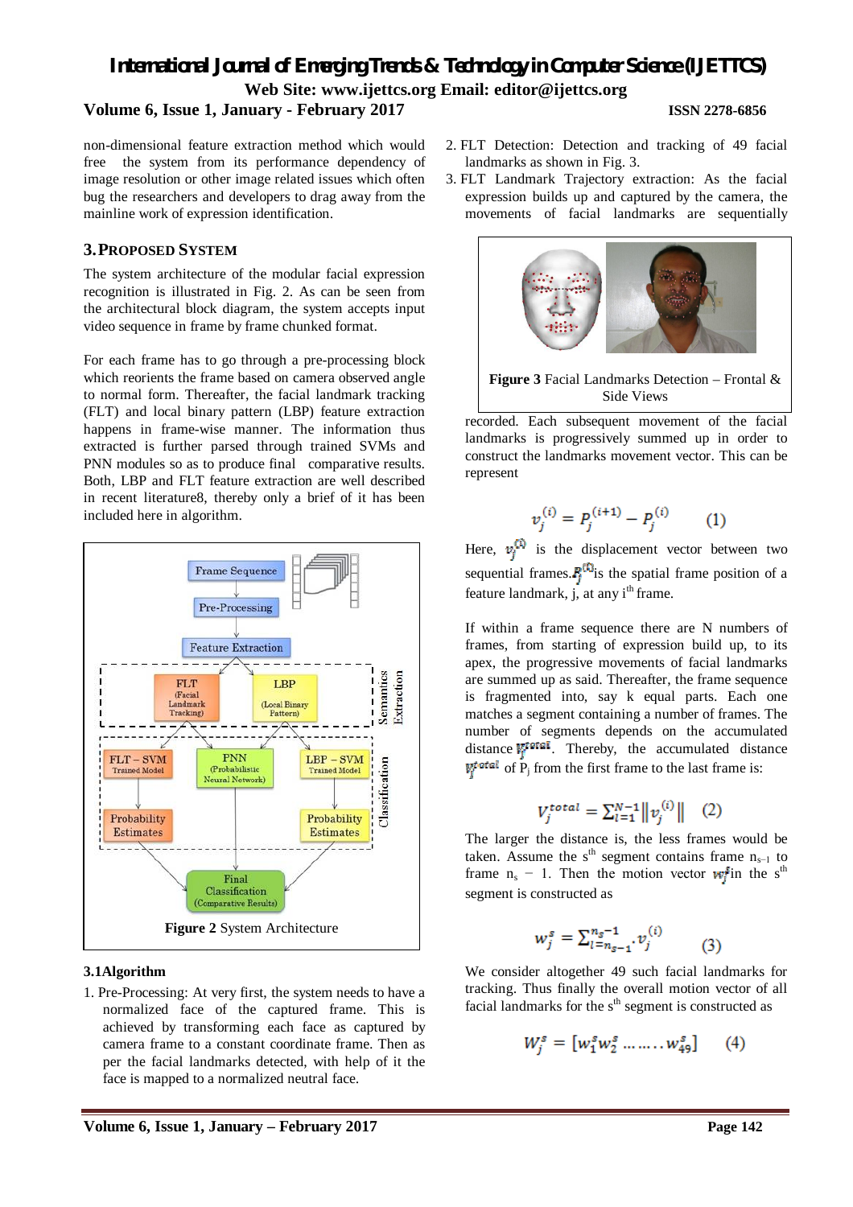non-dimensional feature extraction method which would free the system from its performance dependency of image resolution or other image related issues which often bug the researchers and developers to drag away from the mainline work of expression identification.

## 3. PROPOSED SYSTEM

The system architecture of the modular facial expression recognition is illustrated in Fig. 2. As can be seen from the architectural block diagram, the system accepts input video sequence in frame by frame chunked format.

For each frame has to go through a pre-processing block which reorients the frame based on camera observed angle to normal form. Thereafter, the facial landmark tracking (FLT) and local binary pattern (LBP) feature extraction happens in frame-wise manner. The information thus extracted is further parsed through trained SVMs and PNN modules so as to produce final comparative results. Both, LBP and FLT feature extraction are well described in recent literature8, thereby only a brief of it has been included here in algorithm.

**Figure 2** System Architecture

### 3.1 Algorithm

1. Pre-Processing: At very first, the system needs to have a normalized face of the captured frame. This is achieved by transforming each face as captured by camera frame to a constant coordinate frame. Then as per the facial landmarks detected, with help of it the face is mapped to a normalized neutral face.
2. FLT Detection: Detection and tracking of 49 facial landmarks as shown in Fig. 3.
3. FLT Landmark Trajectory extraction: As the facial expression builds up and captured by the camera, the movements of facial landmarks are sequentially recorded. Each subsequent movement of the facial landmarks is progressively summed up in order to construct the landmarks movement vector. This can be represent

**Figure 3** Facial Landmarks Detection – Frontal & Side Views

$$v_j^{(i)} = P_j^{(i+1)} - P_j^{(i)} \qquad (1)$$

Here, $v_j^{(i)}$ is the displacement vector between two sequential frames. $P_j^{(i)}$ is the spatial frame position of a feature landmark, j, at any i$^{th}$ frame.

If within a frame sequence there are N numbers of frames, from starting of expression build up, to its apex, the progressive movements of facial landmarks are summed up as said. Thereafter, the frame sequence is fragmented into, say k equal parts. Each one matches a segment containing a number of frames. The number of segments depends on the accumulated distance $V_j^{total}$. Thereby, the accumulated distance $V_j^{total}$ of $P_j$ from the first frame to the last frame is:

$$V_j^{total} = \sum_{i=1}^{N-1} \left\| v_j^{(i)} \right\| \qquad (2)$$

The larger the distance is, the less frames would be taken. Assume the s$^{th}$ segment contains frame $n_{s-1}$ to frame $n_s - 1$. Then the motion vector $w_j^s$ in the s$^{th}$ segment is constructed as

$$w_j^s = \sum_{i=n_{s-1}}^{n_s-1} . v_j^{(i)} \qquad (3)$$

We consider altogether 49 such facial landmarks for tracking. Thus finally the overall motion vector of all facial landmarks for the s$^{th}$ segment is constructed as

$$W_j^s = [w_1^s w_2^s \ldots\ldots.. w_{49}^s] \qquad (4)$$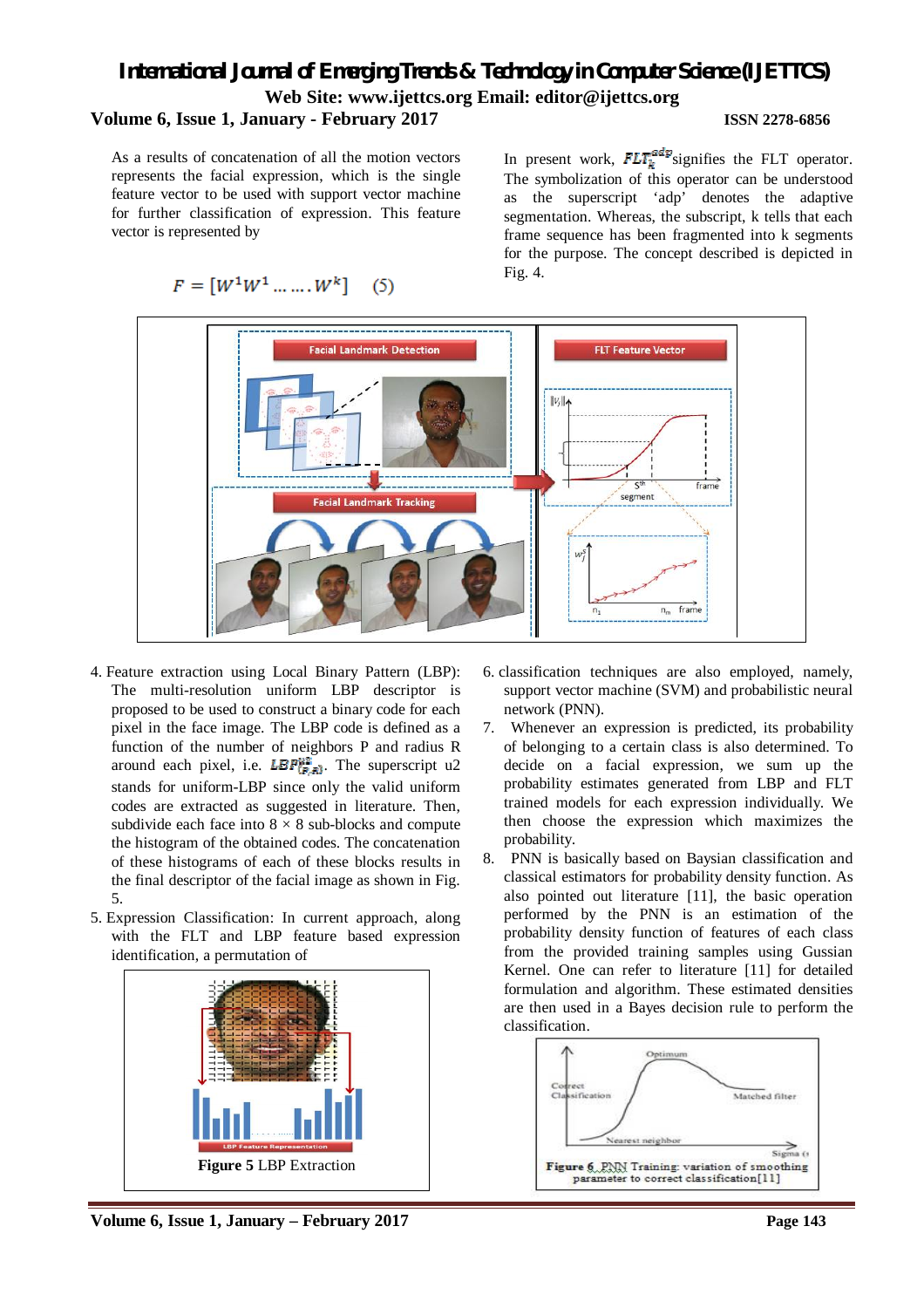As a results of concatenation of all the motion vectors represents the facial expression, which is the single feature vector to be used with support vector machine for further classification of expression. This feature vector is represented by

$$F = [W^1 W^1 \ldots\ldots W^k] \quad (5)$$

In present work, $FLT_k^{adp}$ signifies the FLT operator. The symbolization of this operator can be understood as the superscript 'adp' denotes the adaptive segmentation. Whereas, the subscript, k tells that each frame sequence has been fragmented into k segments for the purpose. The concept described is depicted in Fig. 4.

4. Feature extraction using Local Binary Pattern (LBP): The multi-resolution uniform LBP descriptor is proposed to be used to construct a binary code for each pixel in the face image. The LBP code is defined as a function of the number of neighbors P and radius R around each pixel, i.e. $LBP_{(P,R)}^{u2}$. The superscript u2 stands for uniform-LBP since only the valid uniform codes are extracted as suggested in literature. Then, subdivide each face into 8 × 8 sub-blocks and compute the histogram of the obtained codes. The concatenation of these histograms of each of these blocks results in the final descriptor of the facial image as shown in Fig. 5.
5. Expression Classification: In current approach, along with the FLT and LBP feature based expression identification, a permutation of

Figure 5 LBP Extraction

6. classification techniques are also employed, namely, support vector machine (SVM) and probabilistic neural network (PNN).
7. Whenever an expression is predicted, its probability of belonging to a certain class is also determined. To decide on a facial expression, we sum up the probability estimates generated from LBP and FLT trained models for each expression individually. We then choose the expression which maximizes the probability.
8. PNN is basically based on Baysian classification and classical estimators for probability density function. As also pointed out literature [11], the basic operation performed by the PNN is an estimation of the probability density function of features of each class from the provided training samples using Gussian Kernel. One can refer to literature [11] for detailed formulation and algorithm. These estimated densities are then used in a Bayes decision rule to perform the classification.

Figure 6 PNN Training: variation of smoothing parameter to correct classification[11]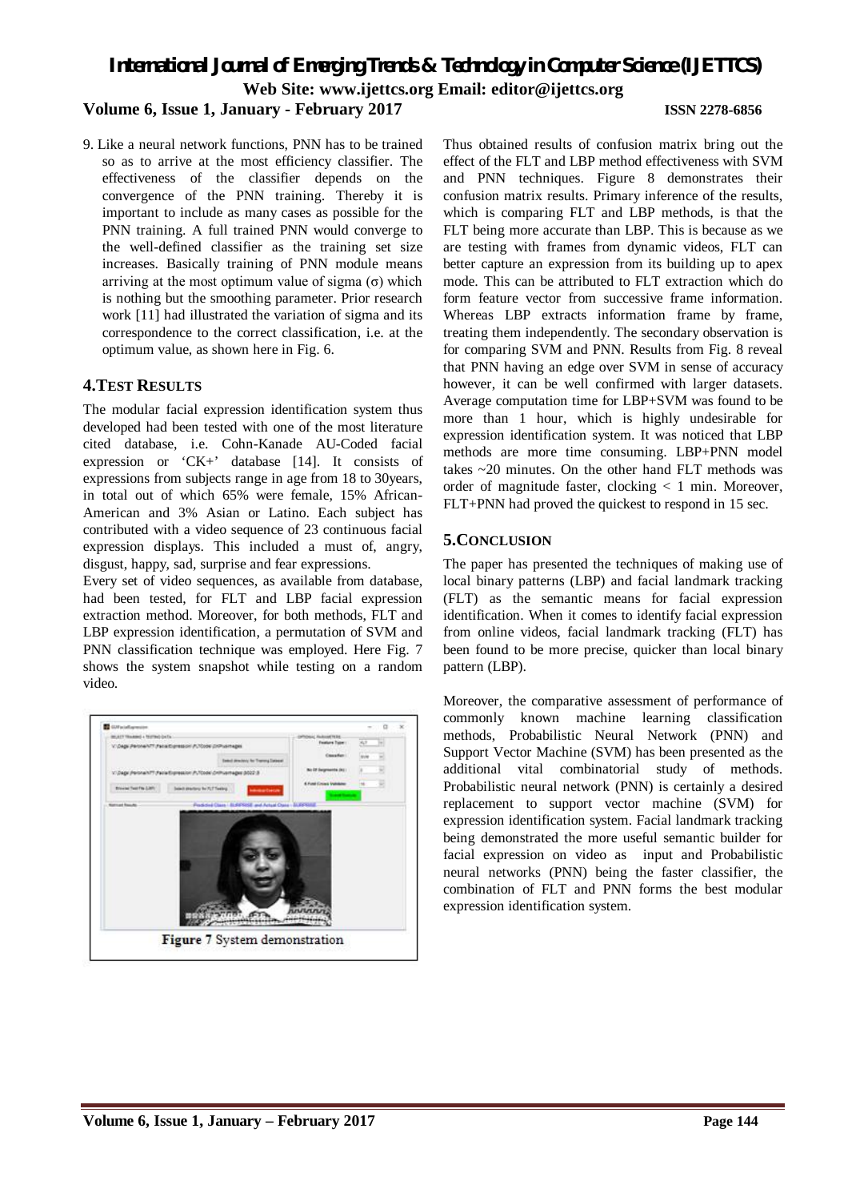9. Like a neural network functions, PNN has to be trained so as to arrive at the most efficiency classifier. The effectiveness of the classifier depends on the convergence of the PNN training. Thereby it is important to include as many cases as possible for the PNN training. A full trained PNN would converge to the well-defined classifier as the training set size increases. Basically training of PNN module means arriving at the most optimum value of sigma (σ) which is nothing but the smoothing parameter. Prior research work [11] had illustrated the variation of sigma and its correspondence to the correct classification, i.e. at the optimum value, as shown here in Fig. 6.

## 4. TEST RESULTS

The modular facial expression identification system thus developed had been tested with one of the most literature cited database, i.e. Cohn-Kanade AU-Coded facial expression or 'CK+' database [14]. It consists of expressions from subjects range in age from 18 to 30years, in total out of which 65% were female, 15% African-American and 3% Asian or Latino. Each subject has contributed with a video sequence of 23 continuous facial expression displays. This included a must of, angry, disgust, happy, sad, surprise and fear expressions.

Every set of video sequences, as available from database, had been tested, for FLT and LBP facial expression extraction method. Moreover, for both methods, FLT and LBP expression identification, a permutation of SVM and PNN classification technique was employed. Here Fig. 7 shows the system snapshot while testing on a random video.

Figure 7 System demonstration

Thus obtained results of confusion matrix bring out the effect of the FLT and LBP method effectiveness with SVM and PNN techniques. Figure 8 demonstrates their confusion matrix results. Primary inference of the results, which is comparing FLT and LBP methods, is that the FLT being more accurate than LBP. This is because as we are testing with frames from dynamic videos, FLT can better capture an expression from its building up to apex mode. This can be attributed to FLT extraction which do form feature vector from successive frame information. Whereas LBP extracts information frame by frame, treating them independently. The secondary observation is for comparing SVM and PNN. Results from Fig. 8 reveal that PNN having an edge over SVM in sense of accuracy however, it can be well confirmed with larger datasets. Average computation time for LBP+SVM was found to be more than 1 hour, which is highly undesirable for expression identification system. It was noticed that LBP methods are more time consuming. LBP+PNN model takes ~20 minutes. On the other hand FLT methods was order of magnitude faster, clocking < 1 min. Moreover, FLT+PNN had proved the quickest to respond in 15 sec.

## 5. CONCLUSION

The paper has presented the techniques of making use of local binary patterns (LBP) and facial landmark tracking (FLT) as the semantic means for facial expression identification. When it comes to identify facial expression from online videos, facial landmark tracking (FLT) has been found to be more precise, quicker than local binary pattern (LBP).

Moreover, the comparative assessment of performance of commonly known machine learning classification methods, Probabilistic Neural Network (PNN) and Support Vector Machine (SVM) has been presented as the additional vital combinatorial study of methods. Probabilistic neural network (PNN) is certainly a desired replacement to support vector machine (SVM) for expression identification system. Facial landmark tracking being demonstrated the more useful semantic builder for facial expression on video as input and Probabilistic neural networks (PNN) being the faster classifier, the combination of FLT and PNN forms the best modular expression identification system.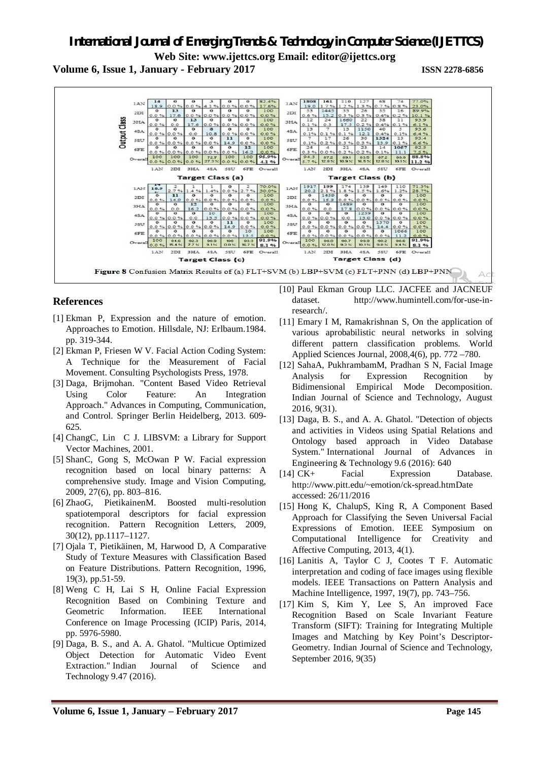Figure 8 Confusion Matrix Results of (a) FLT+SVM (b) LBP+SVM (c) FLT+PNN (d) LBP+PNN

## References

[1] Ekman P, Expression and the nature of emotion. Approaches to Emotion. Hillsdale, NJ: Erlbaum.1984. pp. 319-344.

[2] Ekman P, Friesen W V. Facial Action Coding System: A Technique for the Measurement of Facial Movement. Consulting Psychologists Press, 1978.

[3] Daga, Brijmohan. "Content Based Video Retrieval Using Color Feature: An Integration Approach." Advances in Computing, Communication, and Control. Springer Berlin Heidelberg, 2013. 609-625.

[4] ChangC, Lin C J. LIBSVM: a Library for Support Vector Machines, 2001.

[5] ShanC, Gong S, McOwan P W. Facial expression recognition based on local binary patterns: A comprehensive study. Image and Vision Computing, 2009, 27(6), pp. 803–816.

[6] ZhaoG, PietikainenM. Boosted multi-resolution spatiotemporal descriptors for facial expression recognition. Pattern Recognition Letters, 2009, 30(12), pp.1117–1127.

[7] Ojala T, Pietikäinen, M, Harwood D, A Comparative Study of Texture Measures with Classification Based on Feature Distributions. Pattern Recognition, 1996, 19(3), pp.51-59.

[8] Weng C H, Lai S H, Online Facial Expression Recognition Based on Combining Texture and Geometric Information. IEEE International Conference on Image Processing (ICIP) Paris, 2014, pp. 5976-5980.

[9] Daga, B. S., and A. A. Ghatol. "Multicue Optimized Object Detection for Automatic Video Event Extraction." Indian Journal of Science and Technology 9.47 (2016).

[10] Paul Ekman Group LLC. JACFEE and JACNEUF dataset. http://www.humintell.com/for-use-in-research/.

[11] Emary I M, Ramakrishnan S, On the application of various aprobabilistic neural networks in solving different pattern classification problems. World Applied Sciences Journal, 2008,4(6), pp. 772 –780.

[12] SahaA, PukhrambamM, Pradhan S N, Facial Image Analysis for Expression Recognition by Bidimensional Empirical Mode Decomposition. Indian Journal of Science and Technology, August 2016, 9(31).

[13] Daga, B. S., and A. A. Ghatol. "Detection of objects and activities in Videos using Spatial Relations and Ontology based approach in Video Database System." International Journal of Advances in Engineering & Technology 9.6 (2016): 640

[14] CK+ Facial Expression Database. http://www.pitt.edu/~emotion/ck-spread.htmDate accessed: 26/11/2016

[15] Hong K, ChalupS, King R, A Component Based Approach for Classifying the Seven Universal Facial Expressions of Emotion. IEEE Symposium on Computational Intelligence for Creativity and Affective Computing, 2013, 4(1).

[16] Lanitis A, Taylor C J, Cootes T F. Automatic interpretation and coding of face images using flexible models. IEEE Transactions on Pattern Analysis and Machine Intelligence, 1997, 19(7), pp. 743–756.

[17] Kim S, Kim Y, Lee S, An improved Face Recognition Based on Scale Invariant Feature Transform (SIFT): Training for Integrating Multiple Images and Matching by Key Point's Descriptor-Geometry. Indian Journal of Science and Technology, September 2016, 9(35)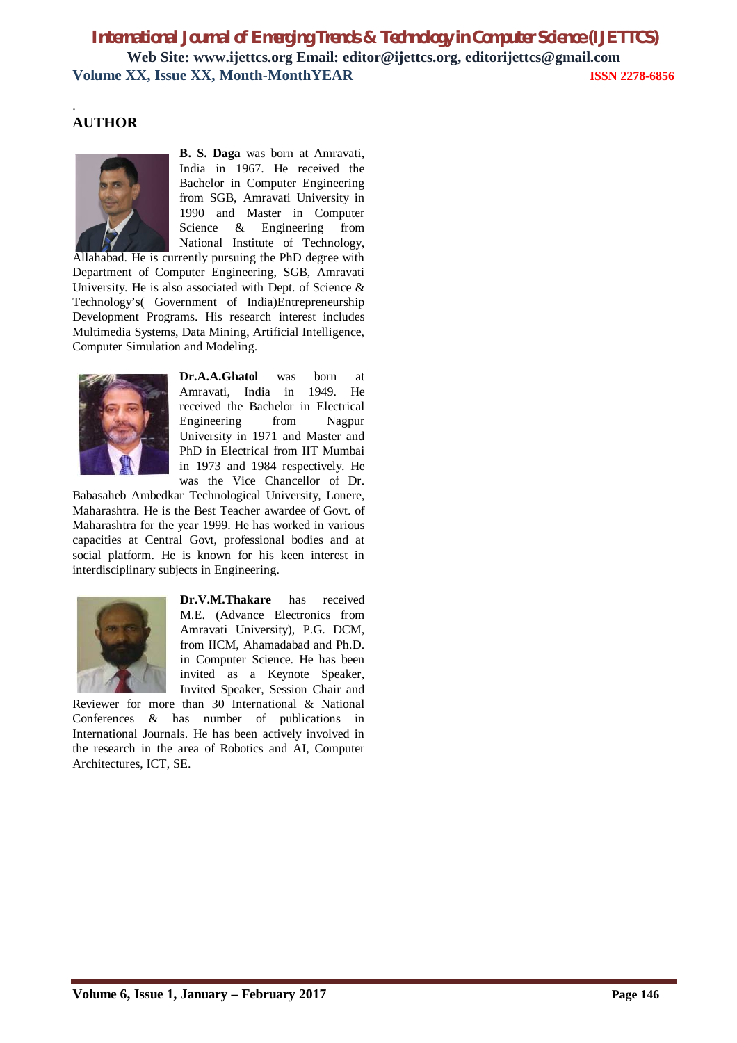## AUTHOR

**B. S. Daga** was born at Amravati, India in 1967. He received the Bachelor in Computer Engineering from SGB, Amravati University in 1990 and Master in Computer Science & Engineering from National Institute of Technology, Allahabad. He is currently pursuing the PhD degree with Department of Computer Engineering, SGB, Amravati University. He is also associated with Dept. of Science & Technology's( Government of India)Entrepreneurship Development Programs. His research interest includes Multimedia Systems, Data Mining, Artificial Intelligence, Computer Simulation and Modeling.

**Dr.A.A.Ghatol** was born at Amravati, India in 1949. He received the Bachelor in Electrical Engineering from Nagpur University in 1971 and Master and PhD in Electrical from IIT Mumbai in 1973 and 1984 respectively. He was the Vice Chancellor of Dr. Babasaheb Ambedkar Technological University, Lonere, Maharashtra. He is the Best Teacher awardee of Govt. of Maharashtra for the year 1999. He has worked in various capacities at Central Govt, professional bodies and at social platform. He is known for his keen interest in interdisciplinary subjects in Engineering.

**Dr.V.M.Thakare** has received M.E. (Advance Electronics from Amravati University), P.G. DCM, from IICM, Ahamadabad and Ph.D. in Computer Science. He has been invited as a Keynote Speaker, Invited Speaker, Session Chair and Reviewer for more than 30 International & National Conferences & has number of publications in International Journals. He has been actively involved in the research in the area of Robotics and AI, Computer Architectures, ICT, SE.